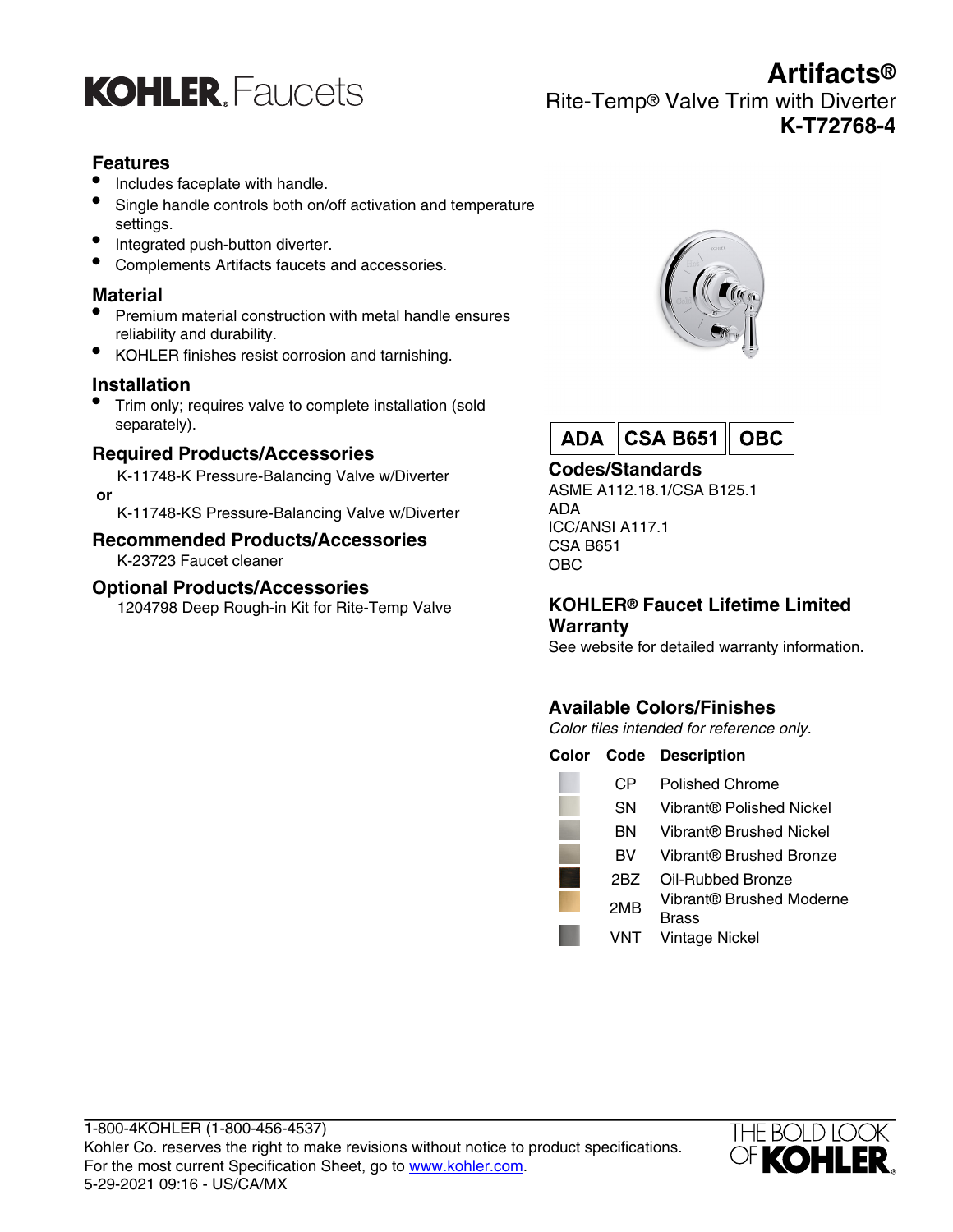# KOHLER. Faucets

# Artifacts®

Rite-Temp® Valve Trim with Diverter

**K-T72768-4**

## Features

- Includes faceplate with handle.
- Single handle controls both on/off activation and temperature settings.
- Integrated push-button diverter.
- Complements Artifacts faucets and accessories.

## Material

- Premium material construction with metal handle ensures reliability and durability.
- KOHLER finishes resist corrosion and tarnishing.

## Installation

- Trim only; requires valve to complete installation (sold separately).

## Required Products/Accessories

K-11748-K Pressure-Balancing Valve w/Diverter

**or**

K-11748-KS Pressure-Balancing Valve w/Diverter

## Recommended Products/Accessories

K-23723 Faucet cleaner

## Optional Products/Accessories

1204798 Deep Rough-in Kit for Rite-Temp Valve

**ADA** | **CSA B651** | **OBC**

## Codes/Standards

ASME A112.18.1/CSA B125.1
ADA
ICC/ANSI A117.1
CSA B651
OBC

## KOHLER® Faucet Lifetime Limited Warranty

See website for detailed warranty information.

## Available Colors/Finishes

*Color tiles intended for reference only.*

| Color | Code | Description |
|---|---|---|
| | CP | Polished Chrome |
| | SN | Vibrant® Polished Nickel |
| | BN | Vibrant® Brushed Nickel |
| | BV | Vibrant® Brushed Bronze |
| | 2BZ | Oil-Rubbed Bronze |
| | 2MB | Vibrant® Brushed Moderne Brass |
| | VNT | Vintage Nickel |

1-800-4KOHLER (1-800-456-4537)
Kohler Co. reserves the right to make revisions without notice to product specifications.
For the most current Specification Sheet, go to www.kohler.com.
5-29-2021 09:16 - US/CA/MX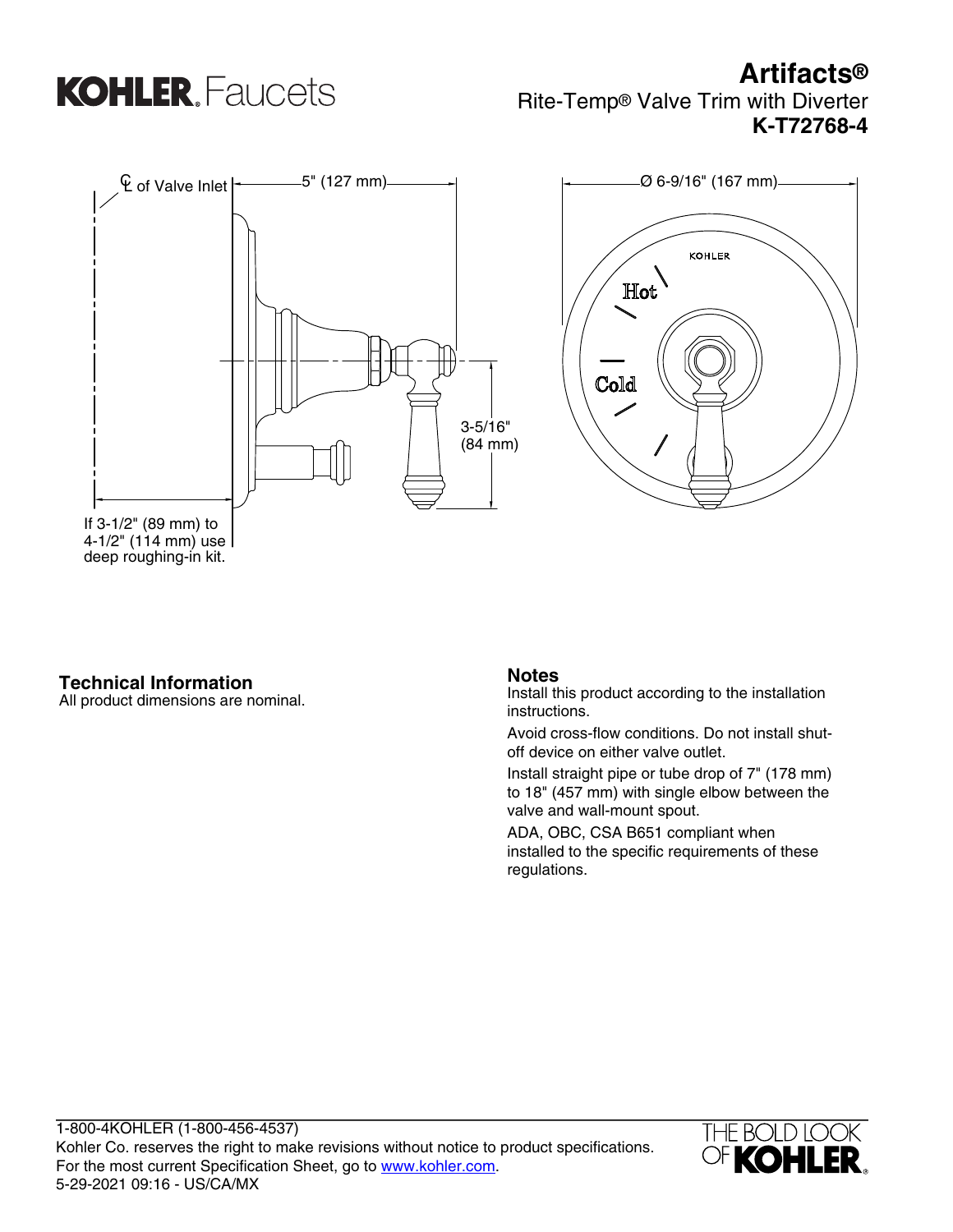# Artifacts®

Rite-Temp® Valve Trim with Diverter

**K-T72768-4**

℄ of Valve Inlet

5" (127 mm)

Ø 6-9/16" (167 mm)

KOHLER

Hot

Cold

3-5/16"
(84 mm)

If 3-1/2" (89 mm) to
4-1/2" (114 mm) use
deep roughing-in kit.

## Technical Information

All product dimensions are nominal.

## Notes

Install this product according to the installation instructions.

Avoid cross-flow conditions. Do not install shut-off device on either valve outlet.

Install straight pipe or tube drop of 7" (178 mm) to 18" (457 mm) with single elbow between the valve and wall-mount spout.

ADA, OBC, CSA B651 compliant when installed to the specific requirements of these regulations.

1-800-4KOHLER (1-800-456-4537)
Kohler Co. reserves the right to make revisions without notice to product specifications.
For the most current Specification Sheet, go to www.kohler.com.
5-29-2021 09:16 - US/CA/MX